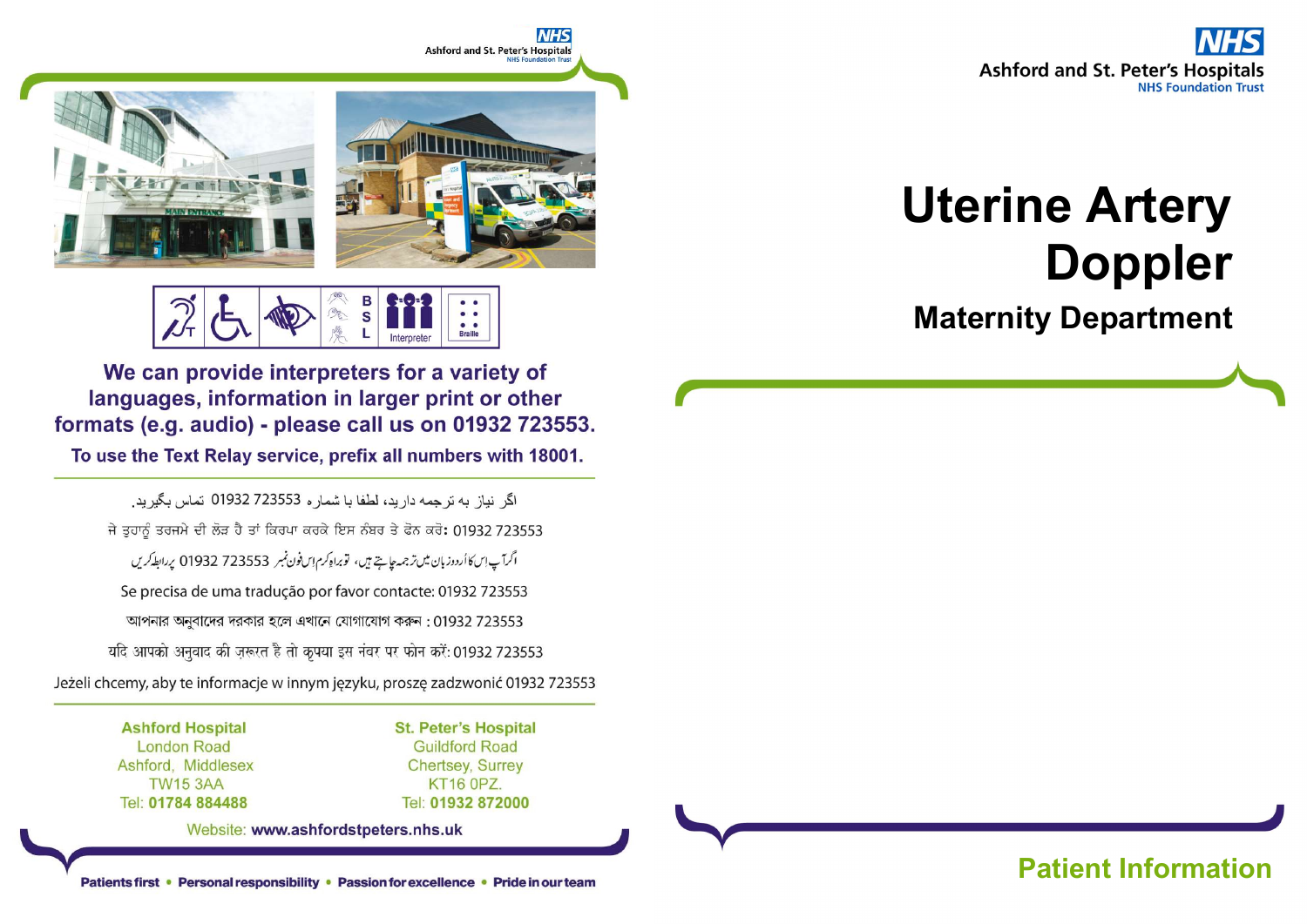# Uterine Artery Doppler

## Maternity Department

Ashford and St. Peter's Hospitals
NHS Foundation Trust

Patient Information

---

We can provide interpreters for a variety of languages, information in larger print or other formats (e.g. audio) - please call us on 01932 723553.

To use the Text Relay service, prefix all numbers with 18001.

اگر نیاز به ترجمه دارید، لطفا با شماره 01932 723553 تماس بگیرید.

ਜੇ ਤੁਹਾਨੂੰ ਤਰਜਮੇ ਦੀ ਲੋੜ ਹੈ ਤਾਂ ਕਿਰਪਾ ਕਰਕੇ ਇਸ ਨੰਬਰ ਤੇ ਫੋਨ ਕਰੋ: 01932 723553

اگر آپ اس کا اُردو زبان میں ترجمہ چاہتے ہیں، تو براہِ کرم اس فون نمبر 01932 723553 پر رابطہ کریں

Se precisa de uma tradução por favor contacte: 01932 723553

আপনার অনুবাদের দরকার হলে এখানে যোগাযোগ করুন : 01932 723553

यदि आपको अनुवाद की ज़रूरत है तो कृपया इस नंबर पर फोन करें: 01932 723553

Jeżeli chcemy, aby te informacje w innym języku, proszę zadzwonić 01932 723553

**Ashford Hospital**
London Road
Ashford, Middlesex
TW15 3AA
Tel: **01784 884488**

**St. Peter's Hospital**
Guildford Road
Chertsey, Surrey
KT16 0PZ.
Tel: **01932 872000**

Website: **www.ashfordstpeters.nhs.uk**

**Patients first • Personal responsibility • Passion for excellence • Pride in our team**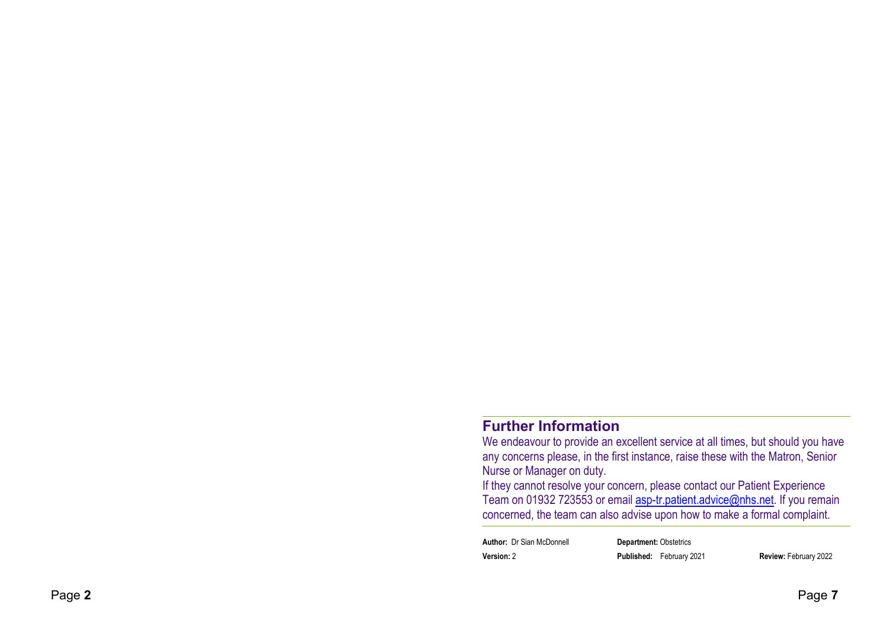## Further Information

We endeavour to provide an excellent service at all times, but should you have any concerns please, in the first instance, raise these with the Matron, Senior Nurse or Manager on duty.

If they cannot resolve your concern, please contact our Patient Experience Team on 01932 723553 or email asp-tr.patient.advice@nhs.net. If you remain concerned, the team can also advise upon how to make a formal complaint.

**Author:** Dr Sian McDonnell **Department:** Obstetrics

**Version:** 2 **Published:** February 2021 **Review:** February 2022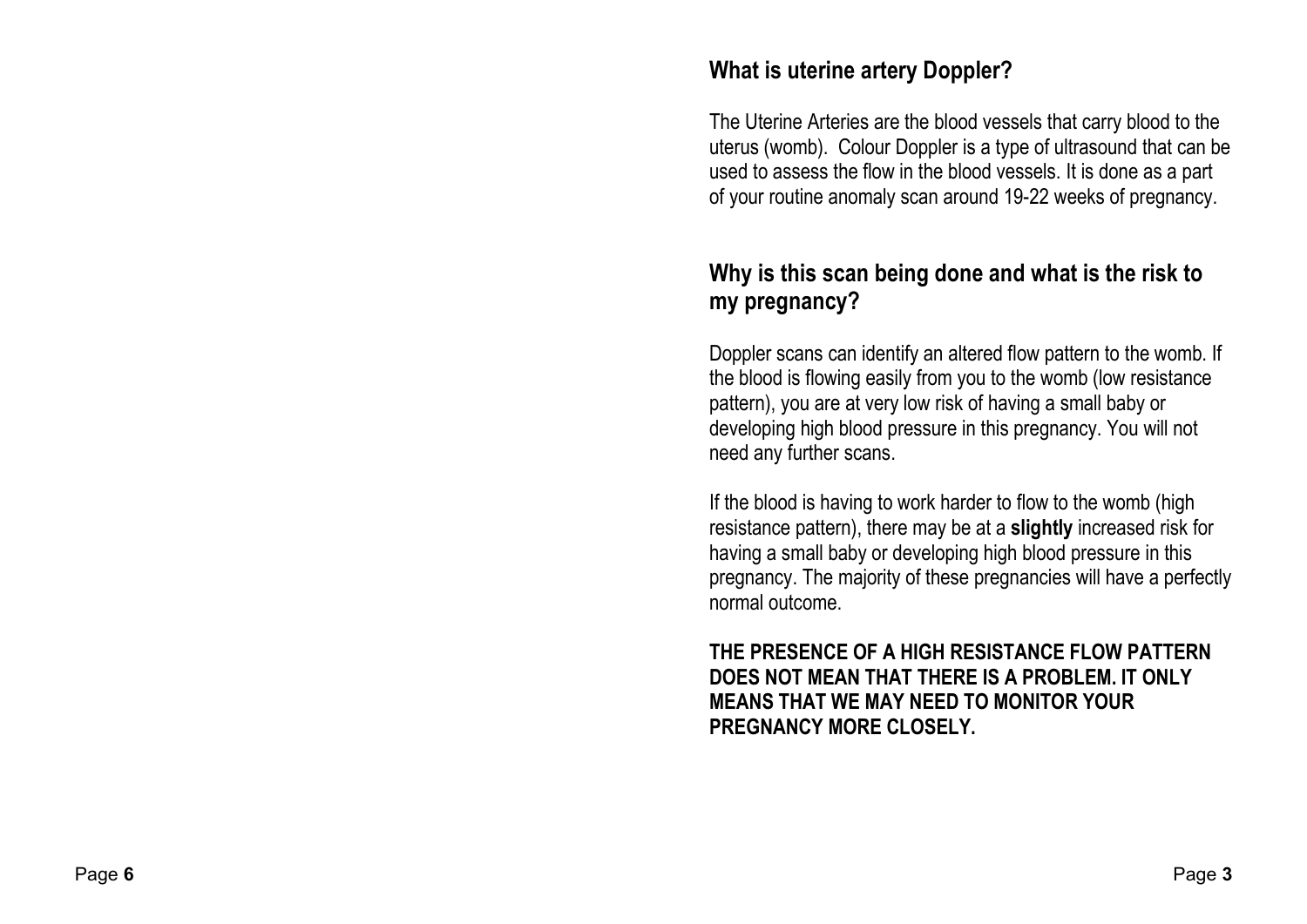## What is uterine artery Doppler?

The Uterine Arteries are the blood vessels that carry blood to the uterus (womb). Colour Doppler is a type of ultrasound that can be used to assess the flow in the blood vessels. It is done as a part of your routine anomaly scan around 19-22 weeks of pregnancy.

## Why is this scan being done and what is the risk to my pregnancy?

Doppler scans can identify an altered flow pattern to the womb. If the blood is flowing easily from you to the womb (low resistance pattern), you are at very low risk of having a small baby or developing high blood pressure in this pregnancy. You will not need any further scans.

If the blood is having to work harder to flow to the womb (high resistance pattern), there may be at a **slightly** increased risk for having a small baby or developing high blood pressure in this pregnancy. The majority of these pregnancies will have a perfectly normal outcome.

**THE PRESENCE OF A HIGH RESISTANCE FLOW PATTERN DOES NOT MEAN THAT THERE IS A PROBLEM. IT ONLY MEANS THAT WE MAY NEED TO MONITOR YOUR PREGNANCY MORE CLOSELY.**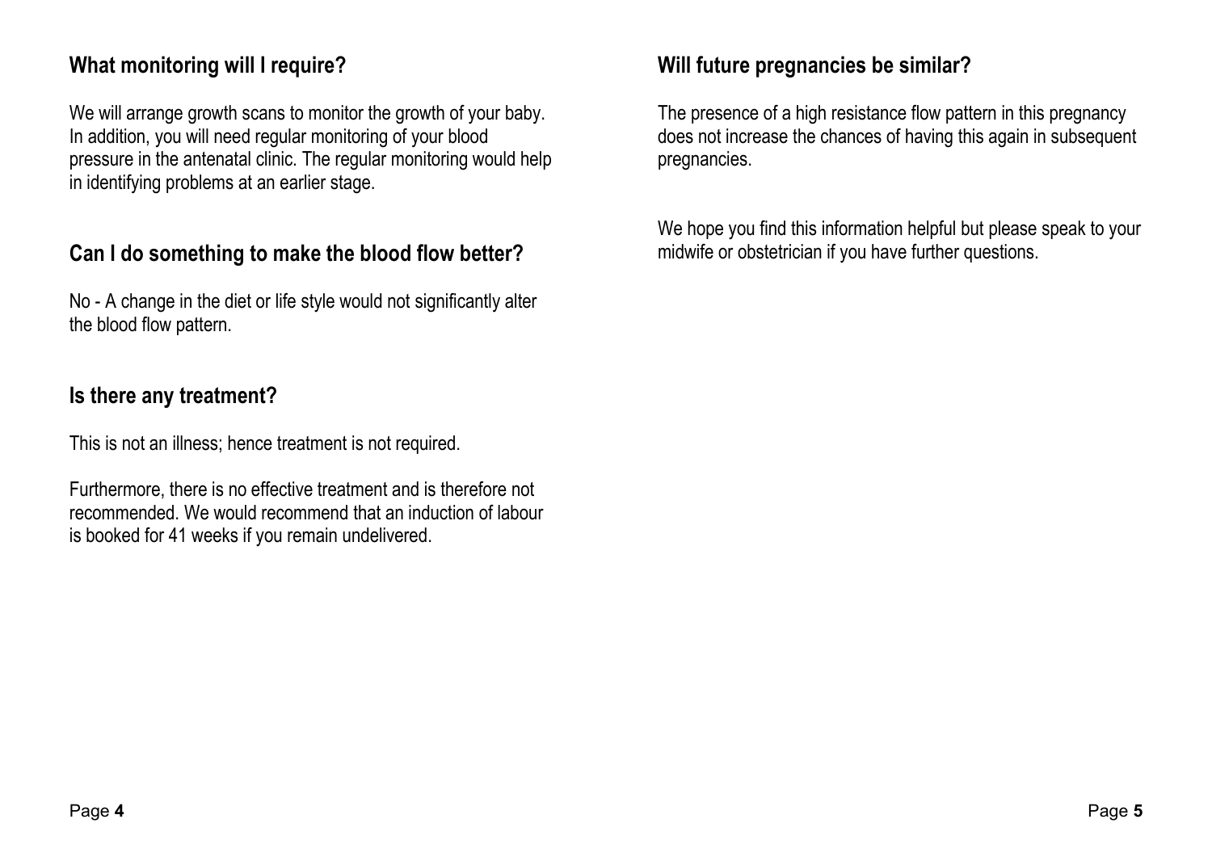## What monitoring will I require?

We will arrange growth scans to monitor the growth of your baby. In addition, you will need regular monitoring of your blood pressure in the antenatal clinic. The regular monitoring would help in identifying problems at an earlier stage.

## Can I do something to make the blood flow better?

No - A change in the diet or life style would not significantly alter the blood flow pattern.

## Is there any treatment?

This is not an illness; hence treatment is not required.

Furthermore, there is no effective treatment and is therefore not recommended. We would recommend that an induction of labour is booked for 41 weeks if you remain undelivered.

## Will future pregnancies be similar?

The presence of a high resistance flow pattern in this pregnancy does not increase the chances of having this again in subsequent pregnancies.

We hope you find this information helpful but please speak to your midwife or obstetrician if you have further questions.